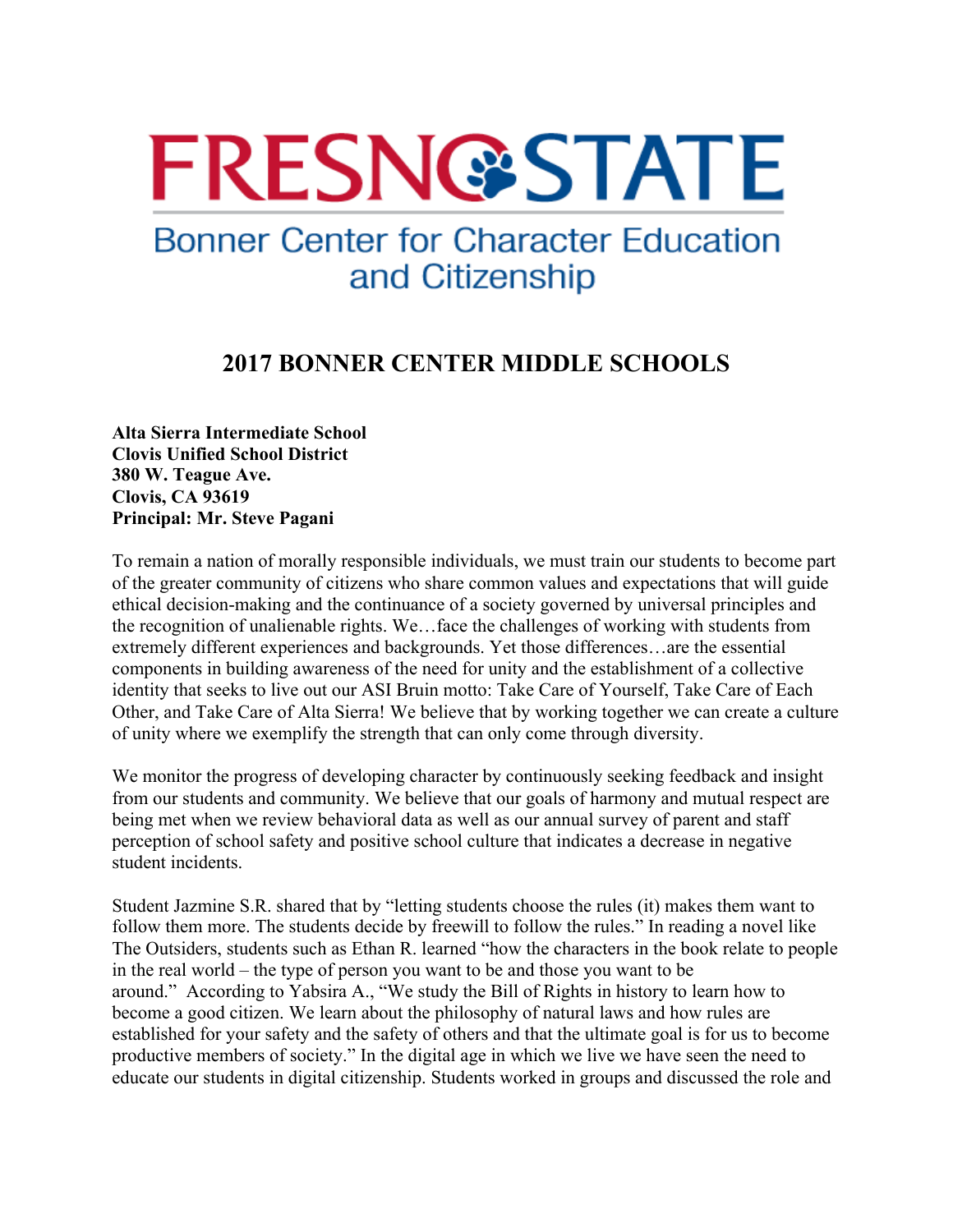# FRESNO STATE

## Bonner Center for Character Education and Citizenship

## 2017 BONNER CENTER MIDDLE SCHOOLS

**Alta Sierra Intermediate School**
**Clovis Unified School District**
**380 W. Teague Ave.**
**Clovis, CA 93619**
**Principal: Mr. Steve Pagani**

To remain a nation of morally responsible individuals, we must train our students to become part of the greater community of citizens who share common values and expectations that will guide ethical decision-making and the continuance of a society governed by universal principles and the recognition of unalienable rights. We…face the challenges of working with students from extremely different experiences and backgrounds. Yet those differences…are the essential components in building awareness of the need for unity and the establishment of a collective identity that seeks to live out our ASI Bruin motto: Take Care of Yourself, Take Care of Each Other, and Take Care of Alta Sierra! We believe that by working together we can create a culture of unity where we exemplify the strength that can only come through diversity.

We monitor the progress of developing character by continuously seeking feedback and insight from our students and community. We believe that our goals of harmony and mutual respect are being met when we review behavioral data as well as our annual survey of parent and staff perception of school safety and positive school culture that indicates a decrease in negative student incidents.

Student Jazmine S.R. shared that by "letting students choose the rules (it) makes them want to follow them more. The students decide by freewill to follow the rules." In reading a novel like The Outsiders, students such as Ethan R. learned "how the characters in the book relate to people in the real world – the type of person you want to be and those you want to be around." According to Yabsira A., "We study the Bill of Rights in history to learn how to become a good citizen. We learn about the philosophy of natural laws and how rules are established for your safety and the safety of others and that the ultimate goal is for us to become productive members of society." In the digital age in which we live we have seen the need to educate our students in digital citizenship. Students worked in groups and discussed the role and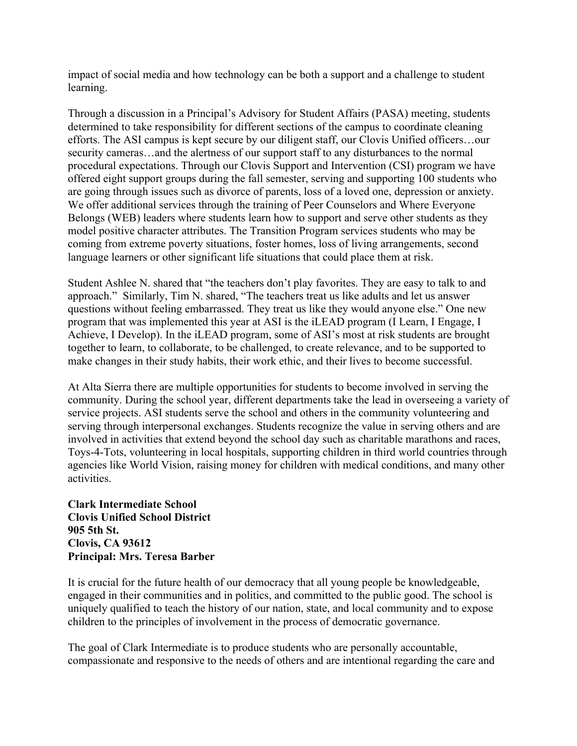impact of social media and how technology can be both a support and a challenge to student learning.

Through a discussion in a Principal's Advisory for Student Affairs (PASA) meeting, students determined to take responsibility for different sections of the campus to coordinate cleaning efforts. The ASI campus is kept secure by our diligent staff, our Clovis Unified officers…our security cameras…and the alertness of our support staff to any disturbances to the normal procedural expectations. Through our Clovis Support and Intervention (CSI) program we have offered eight support groups during the fall semester, serving and supporting 100 students who are going through issues such as divorce of parents, loss of a loved one, depression or anxiety. We offer additional services through the training of Peer Counselors and Where Everyone Belongs (WEB) leaders where students learn how to support and serve other students as they model positive character attributes. The Transition Program services students who may be coming from extreme poverty situations, foster homes, loss of living arrangements, second language learners or other significant life situations that could place them at risk.

Student Ashlee N. shared that "the teachers don't play favorites. They are easy to talk to and approach." Similarly, Tim N. shared, "The teachers treat us like adults and let us answer questions without feeling embarrassed. They treat us like they would anyone else." One new program that was implemented this year at ASI is the iLEAD program (I Learn, I Engage, I Achieve, I Develop). In the iLEAD program, some of ASI's most at risk students are brought together to learn, to collaborate, to be challenged, to create relevance, and to be supported to make changes in their study habits, their work ethic, and their lives to become successful.

At Alta Sierra there are multiple opportunities for students to become involved in serving the community. During the school year, different departments take the lead in overseeing a variety of service projects. ASI students serve the school and others in the community volunteering and serving through interpersonal exchanges. Students recognize the value in serving others and are involved in activities that extend beyond the school day such as charitable marathons and races, Toys-4-Tots, volunteering in local hospitals, supporting children in third world countries through agencies like World Vision, raising money for children with medical conditions, and many other activities.

**Clark Intermediate School**
**Clovis Unified School District**
**905 5th St.**
**Clovis, CA 93612**
**Principal: Mrs. Teresa Barber**

It is crucial for the future health of our democracy that all young people be knowledgeable, engaged in their communities and in politics, and committed to the public good. The school is uniquely qualified to teach the history of our nation, state, and local community and to expose children to the principles of involvement in the process of democratic governance.

The goal of Clark Intermediate is to produce students who are personally accountable, compassionate and responsive to the needs of others and are intentional regarding the care and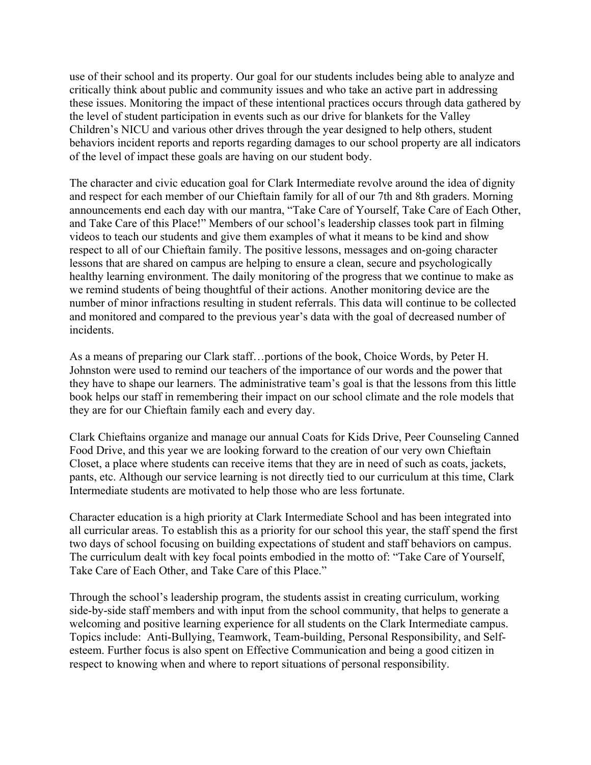use of their school and its property. Our goal for our students includes being able to analyze and critically think about public and community issues and who take an active part in addressing these issues. Monitoring the impact of these intentional practices occurs through data gathered by the level of student participation in events such as our drive for blankets for the Valley Children's NICU and various other drives through the year designed to help others, student behaviors incident reports and reports regarding damages to our school property are all indicators of the level of impact these goals are having on our student body.

The character and civic education goal for Clark Intermediate revolve around the idea of dignity and respect for each member of our Chieftain family for all of our 7th and 8th graders. Morning announcements end each day with our mantra, "Take Care of Yourself, Take Care of Each Other, and Take Care of this Place!" Members of our school's leadership classes took part in filming videos to teach our students and give them examples of what it means to be kind and show respect to all of our Chieftain family. The positive lessons, messages and on-going character lessons that are shared on campus are helping to ensure a clean, secure and psychologically healthy learning environment. The daily monitoring of the progress that we continue to make as we remind students of being thoughtful of their actions. Another monitoring device are the number of minor infractions resulting in student referrals. This data will continue to be collected and monitored and compared to the previous year's data with the goal of decreased number of incidents.

As a means of preparing our Clark staff…portions of the book, Choice Words, by Peter H. Johnston were used to remind our teachers of the importance of our words and the power that they have to shape our learners. The administrative team's goal is that the lessons from this little book helps our staff in remembering their impact on our school climate and the role models that they are for our Chieftain family each and every day.

Clark Chieftains organize and manage our annual Coats for Kids Drive, Peer Counseling Canned Food Drive, and this year we are looking forward to the creation of our very own Chieftain Closet, a place where students can receive items that they are in need of such as coats, jackets, pants, etc. Although our service learning is not directly tied to our curriculum at this time, Clark Intermediate students are motivated to help those who are less fortunate.

Character education is a high priority at Clark Intermediate School and has been integrated into all curricular areas. To establish this as a priority for our school this year, the staff spend the first two days of school focusing on building expectations of student and staff behaviors on campus. The curriculum dealt with key focal points embodied in the motto of: "Take Care of Yourself, Take Care of Each Other, and Take Care of this Place."

Through the school's leadership program, the students assist in creating curriculum, working side-by-side staff members and with input from the school community, that helps to generate a welcoming and positive learning experience for all students on the Clark Intermediate campus. Topics include: Anti-Bullying, Teamwork, Team-building, Personal Responsibility, and Self-esteem. Further focus is also spent on Effective Communication and being a good citizen in respect to knowing when and where to report situations of personal responsibility.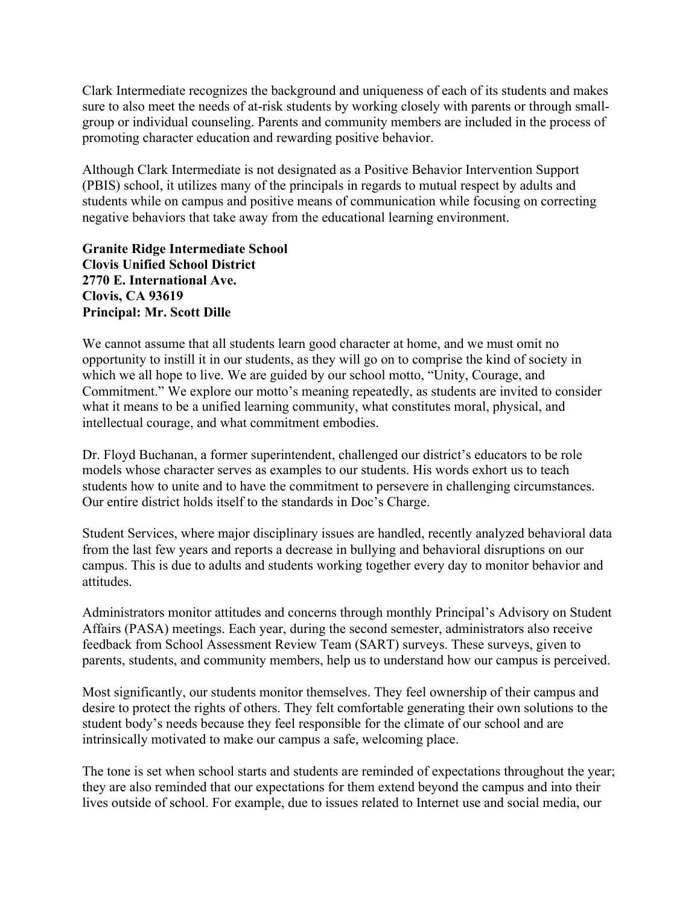Clark Intermediate recognizes the background and uniqueness of each of its students and makes sure to also meet the needs of at-risk students by working closely with parents or through small-group or individual counseling. Parents and community members are included in the process of promoting character education and rewarding positive behavior.

Although Clark Intermediate is not designated as a Positive Behavior Intervention Support (PBIS) school, it utilizes many of the principals in regards to mutual respect by adults and students while on campus and positive means of communication while focusing on correcting negative behaviors that take away from the educational learning environment.

**Granite Ridge Intermediate School**
**Clovis Unified School District**
**2770 E. International Ave.**
**Clovis, CA 93619**
**Principal: Mr. Scott Dille**

We cannot assume that all students learn good character at home, and we must omit no opportunity to instill it in our students, as they will go on to comprise the kind of society in which we all hope to live. We are guided by our school motto, "Unity, Courage, and Commitment." We explore our motto's meaning repeatedly, as students are invited to consider what it means to be a unified learning community, what constitutes moral, physical, and intellectual courage, and what commitment embodies.

Dr. Floyd Buchanan, a former superintendent, challenged our district's educators to be role models whose character serves as examples to our students. His words exhort us to teach students how to unite and to have the commitment to persevere in challenging circumstances. Our entire district holds itself to the standards in Doc's Charge.

Student Services, where major disciplinary issues are handled, recently analyzed behavioral data from the last few years and reports a decrease in bullying and behavioral disruptions on our campus. This is due to adults and students working together every day to monitor behavior and attitudes.

Administrators monitor attitudes and concerns through monthly Principal's Advisory on Student Affairs (PASA) meetings. Each year, during the second semester, administrators also receive feedback from School Assessment Review Team (SART) surveys. These surveys, given to parents, students, and community members, help us to understand how our campus is perceived.

Most significantly, our students monitor themselves. They feel ownership of their campus and desire to protect the rights of others. They felt comfortable generating their own solutions to the student body's needs because they feel responsible for the climate of our school and are intrinsically motivated to make our campus a safe, welcoming place.

The tone is set when school starts and students are reminded of expectations throughout the year; they are also reminded that our expectations for them extend beyond the campus and into their lives outside of school. For example, due to issues related to Internet use and social media, our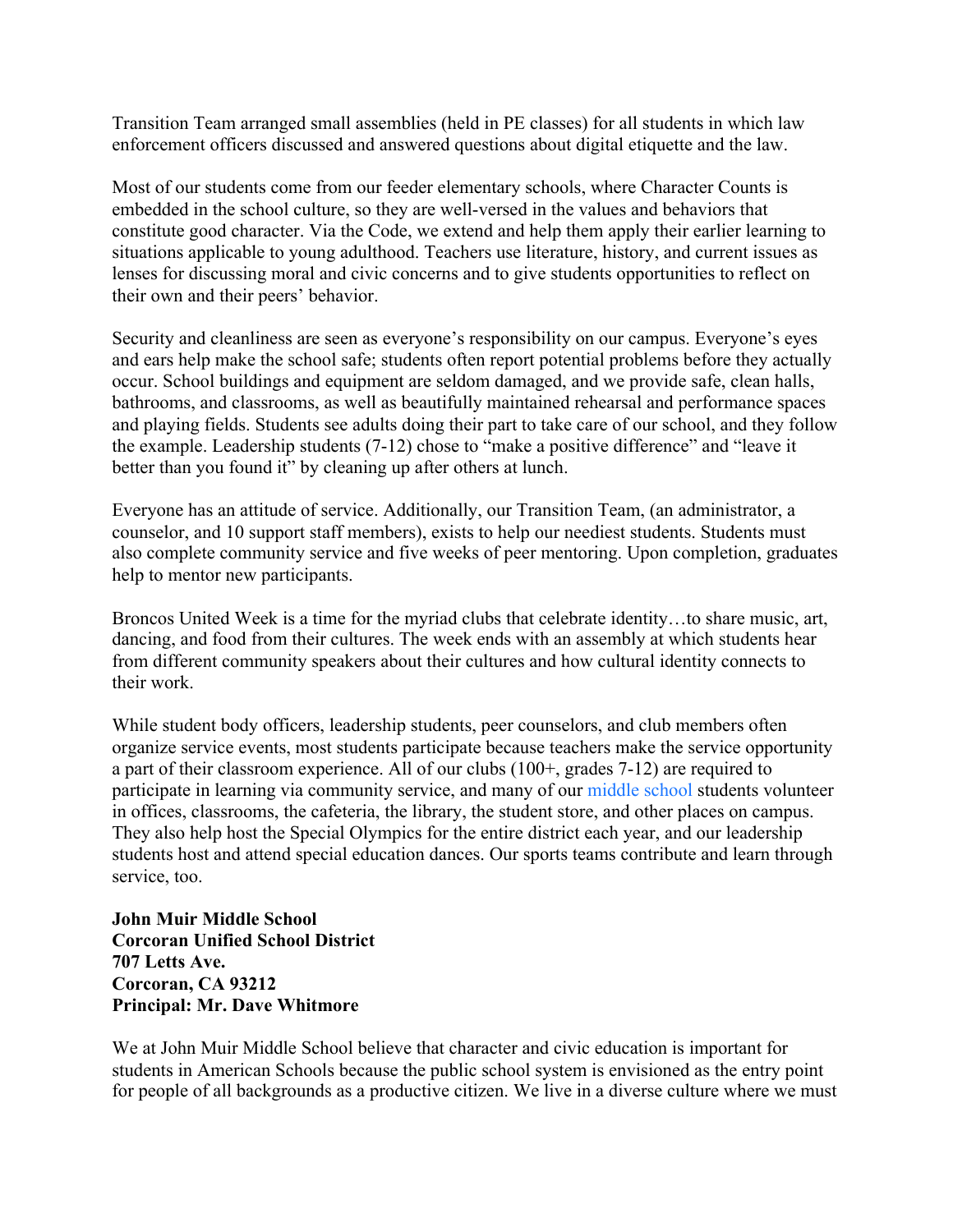Transition Team arranged small assemblies (held in PE classes) for all students in which law enforcement officers discussed and answered questions about digital etiquette and the law.

Most of our students come from our feeder elementary schools, where Character Counts is embedded in the school culture, so they are well-versed in the values and behaviors that constitute good character. Via the Code, we extend and help them apply their earlier learning to situations applicable to young adulthood. Teachers use literature, history, and current issues as lenses for discussing moral and civic concerns and to give students opportunities to reflect on their own and their peers' behavior.

Security and cleanliness are seen as everyone's responsibility on our campus. Everyone's eyes and ears help make the school safe; students often report potential problems before they actually occur. School buildings and equipment are seldom damaged, and we provide safe, clean halls, bathrooms, and classrooms, as well as beautifully maintained rehearsal and performance spaces and playing fields. Students see adults doing their part to take care of our school, and they follow the example. Leadership students (7-12) chose to "make a positive difference" and "leave it better than you found it" by cleaning up after others at lunch.

Everyone has an attitude of service. Additionally, our Transition Team, (an administrator, a counselor, and 10 support staff members), exists to help our neediest students. Students must also complete community service and five weeks of peer mentoring. Upon completion, graduates help to mentor new participants.

Broncos United Week is a time for the myriad clubs that celebrate identity…to share music, art, dancing, and food from their cultures. The week ends with an assembly at which students hear from different community speakers about their cultures and how cultural identity connects to their work.

While student body officers, leadership students, peer counselors, and club members often organize service events, most students participate because teachers make the service opportunity a part of their classroom experience. All of our clubs (100+, grades 7-12) are required to participate in learning via community service, and many of our middle school students volunteer in offices, classrooms, the cafeteria, the library, the student store, and other places on campus. They also help host the Special Olympics for the entire district each year, and our leadership students host and attend special education dances. Our sports teams contribute and learn through service, too.

**John Muir Middle School**
**Corcoran Unified School District**
**707 Letts Ave.**
**Corcoran, CA 93212**
**Principal: Mr. Dave Whitmore**

We at John Muir Middle School believe that character and civic education is important for students in American Schools because the public school system is envisioned as the entry point for people of all backgrounds as a productive citizen. We live in a diverse culture where we must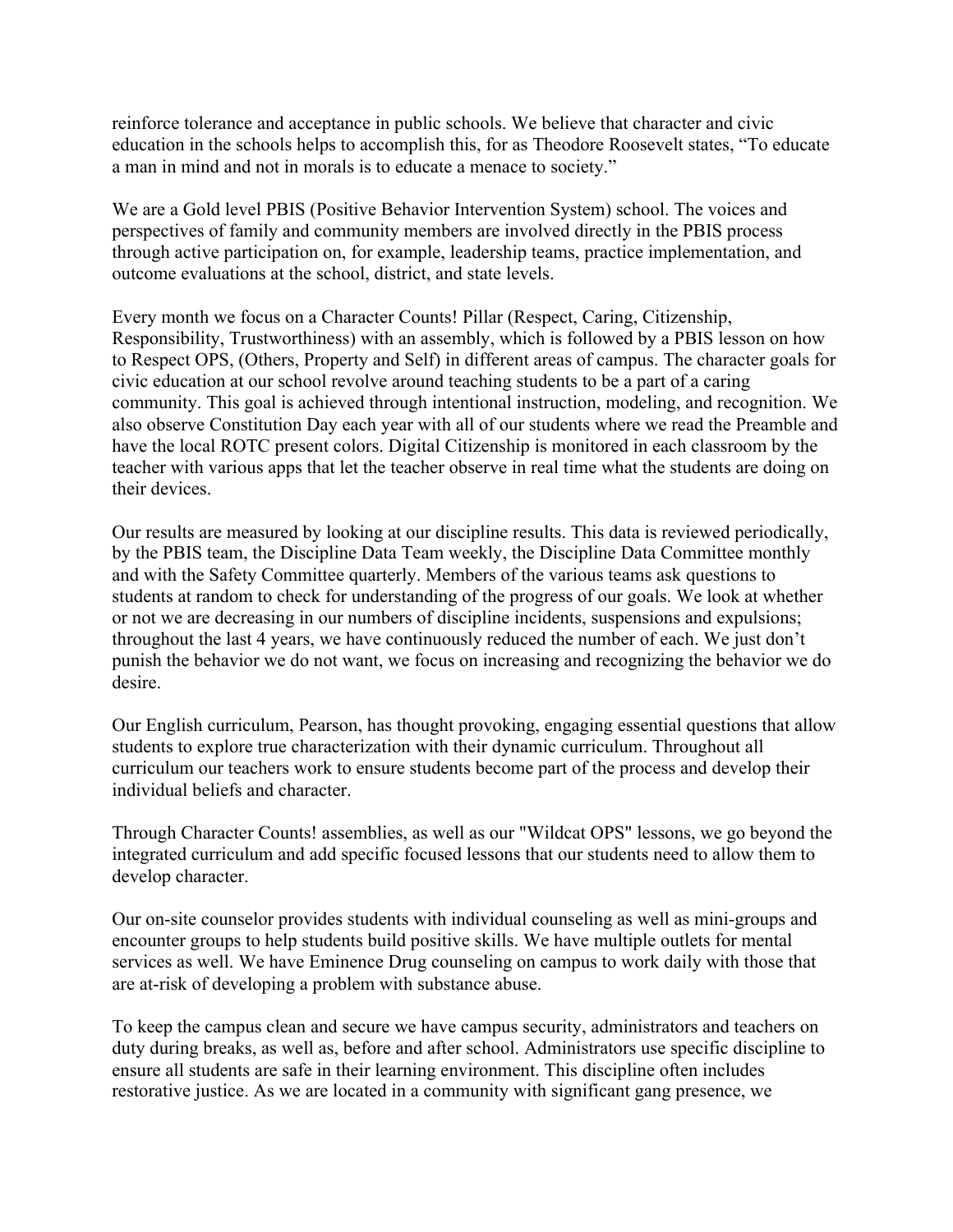reinforce tolerance and acceptance in public schools. We believe that character and civic education in the schools helps to accomplish this, for as Theodore Roosevelt states, "To educate a man in mind and not in morals is to educate a menace to society."

We are a Gold level PBIS (Positive Behavior Intervention System) school. The voices and perspectives of family and community members are involved directly in the PBIS process through active participation on, for example, leadership teams, practice implementation, and outcome evaluations at the school, district, and state levels.

Every month we focus on a Character Counts! Pillar (Respect, Caring, Citizenship, Responsibility, Trustworthiness) with an assembly, which is followed by a PBIS lesson on how to Respect OPS, (Others, Property and Self) in different areas of campus. The character goals for civic education at our school revolve around teaching students to be a part of a caring community. This goal is achieved through intentional instruction, modeling, and recognition. We also observe Constitution Day each year with all of our students where we read the Preamble and have the local ROTC present colors. Digital Citizenship is monitored in each classroom by the teacher with various apps that let the teacher observe in real time what the students are doing on their devices.

Our results are measured by looking at our discipline results. This data is reviewed periodically, by the PBIS team, the Discipline Data Team weekly, the Discipline Data Committee monthly and with the Safety Committee quarterly. Members of the various teams ask questions to students at random to check for understanding of the progress of our goals. We look at whether or not we are decreasing in our numbers of discipline incidents, suspensions and expulsions; throughout the last 4 years, we have continuously reduced the number of each. We just don't punish the behavior we do not want, we focus on increasing and recognizing the behavior we do desire.

Our English curriculum, Pearson, has thought provoking, engaging essential questions that allow students to explore true characterization with their dynamic curriculum. Throughout all curriculum our teachers work to ensure students become part of the process and develop their individual beliefs and character.

Through Character Counts! assemblies, as well as our "Wildcat OPS" lessons, we go beyond the integrated curriculum and add specific focused lessons that our students need to allow them to develop character.

Our on-site counselor provides students with individual counseling as well as mini-groups and encounter groups to help students build positive skills. We have multiple outlets for mental services as well. We have Eminence Drug counseling on campus to work daily with those that are at-risk of developing a problem with substance abuse.

To keep the campus clean and secure we have campus security, administrators and teachers on duty during breaks, as well as, before and after school. Administrators use specific discipline to ensure all students are safe in their learning environment. This discipline often includes restorative justice. As we are located in a community with significant gang presence, we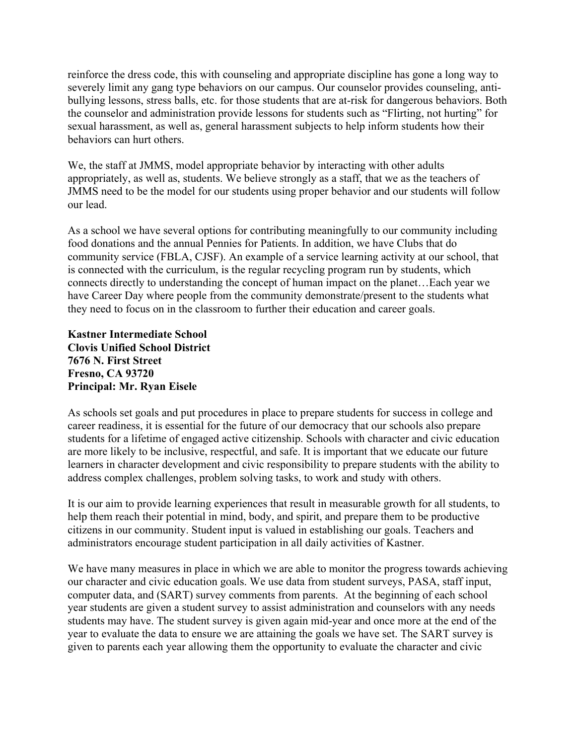reinforce the dress code, this with counseling and appropriate discipline has gone a long way to severely limit any gang type behaviors on our campus. Our counselor provides counseling, anti-bullying lessons, stress balls, etc. for those students that are at-risk for dangerous behaviors. Both the counselor and administration provide lessons for students such as "Flirting, not hurting" for sexual harassment, as well as, general harassment subjects to help inform students how their behaviors can hurt others.

We, the staff at JMMS, model appropriate behavior by interacting with other adults appropriately, as well as, students. We believe strongly as a staff, that we as the teachers of JMMS need to be the model for our students using proper behavior and our students will follow our lead.

As a school we have several options for contributing meaningfully to our community including food donations and the annual Pennies for Patients. In addition, we have Clubs that do community service (FBLA, CJSF). An example of a service learning activity at our school, that is connected with the curriculum, is the regular recycling program run by students, which connects directly to understanding the concept of human impact on the planet…Each year we have Career Day where people from the community demonstrate/present to the students what they need to focus on in the classroom to further their education and career goals.

**Kastner Intermediate School**
**Clovis Unified School District**
**7676 N. First Street**
**Fresno, CA 93720**
**Principal: Mr. Ryan Eisele**

As schools set goals and put procedures in place to prepare students for success in college and career readiness, it is essential for the future of our democracy that our schools also prepare students for a lifetime of engaged active citizenship. Schools with character and civic education are more likely to be inclusive, respectful, and safe. It is important that we educate our future learners in character development and civic responsibility to prepare students with the ability to address complex challenges, problem solving tasks, to work and study with others.

It is our aim to provide learning experiences that result in measurable growth for all students, to help them reach their potential in mind, body, and spirit, and prepare them to be productive citizens in our community. Student input is valued in establishing our goals. Teachers and administrators encourage student participation in all daily activities of Kastner.

We have many measures in place in which we are able to monitor the progress towards achieving our character and civic education goals. We use data from student surveys, PASA, staff input, computer data, and (SART) survey comments from parents. At the beginning of each school year students are given a student survey to assist administration and counselors with any needs students may have. The student survey is given again mid-year and once more at the end of the year to evaluate the data to ensure we are attaining the goals we have set. The SART survey is given to parents each year allowing them the opportunity to evaluate the character and civic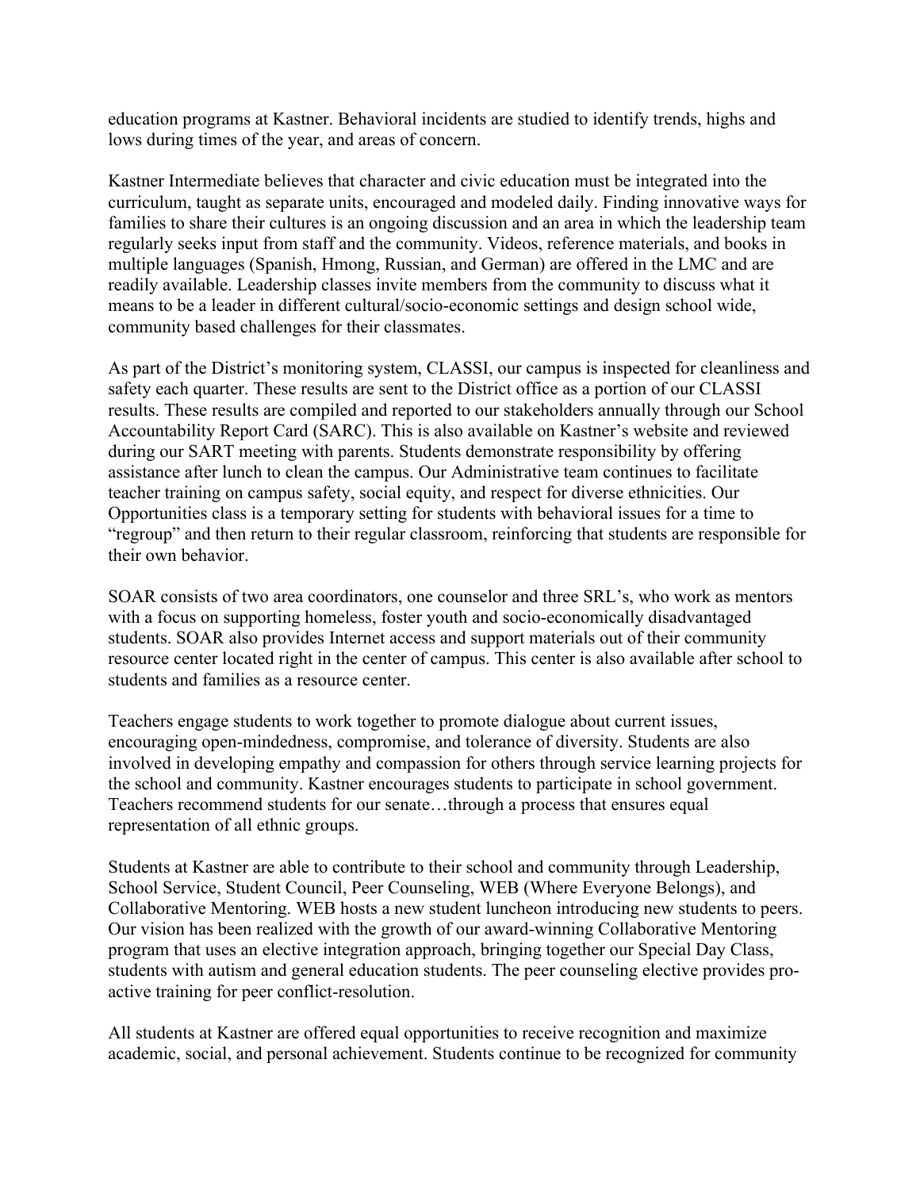education programs at Kastner. Behavioral incidents are studied to identify trends, highs and lows during times of the year, and areas of concern.

Kastner Intermediate believes that character and civic education must be integrated into the curriculum, taught as separate units, encouraged and modeled daily. Finding innovative ways for families to share their cultures is an ongoing discussion and an area in which the leadership team regularly seeks input from staff and the community. Videos, reference materials, and books in multiple languages (Spanish, Hmong, Russian, and German) are offered in the LMC and are readily available. Leadership classes invite members from the community to discuss what it means to be a leader in different cultural/socio-economic settings and design school wide, community based challenges for their classmates.

As part of the District's monitoring system, CLASSI, our campus is inspected for cleanliness and safety each quarter. These results are sent to the District office as a portion of our CLASSI results. These results are compiled and reported to our stakeholders annually through our School Accountability Report Card (SARC). This is also available on Kastner's website and reviewed during our SART meeting with parents. Students demonstrate responsibility by offering assistance after lunch to clean the campus. Our Administrative team continues to facilitate teacher training on campus safety, social equity, and respect for diverse ethnicities. Our Opportunities class is a temporary setting for students with behavioral issues for a time to "regroup" and then return to their regular classroom, reinforcing that students are responsible for their own behavior.

SOAR consists of two area coordinators, one counselor and three SRL's, who work as mentors with a focus on supporting homeless, foster youth and socio-economically disadvantaged students. SOAR also provides Internet access and support materials out of their community resource center located right in the center of campus. This center is also available after school to students and families as a resource center.

Teachers engage students to work together to promote dialogue about current issues, encouraging open-mindedness, compromise, and tolerance of diversity. Students are also involved in developing empathy and compassion for others through service learning projects for the school and community. Kastner encourages students to participate in school government. Teachers recommend students for our senate…through a process that ensures equal representation of all ethnic groups.

Students at Kastner are able to contribute to their school and community through Leadership, School Service, Student Council, Peer Counseling, WEB (Where Everyone Belongs), and Collaborative Mentoring. WEB hosts a new student luncheon introducing new students to peers. Our vision has been realized with the growth of our award-winning Collaborative Mentoring program that uses an elective integration approach, bringing together our Special Day Class, students with autism and general education students. The peer counseling elective provides pro-active training for peer conflict-resolution.

All students at Kastner are offered equal opportunities to receive recognition and maximize academic, social, and personal achievement. Students continue to be recognized for community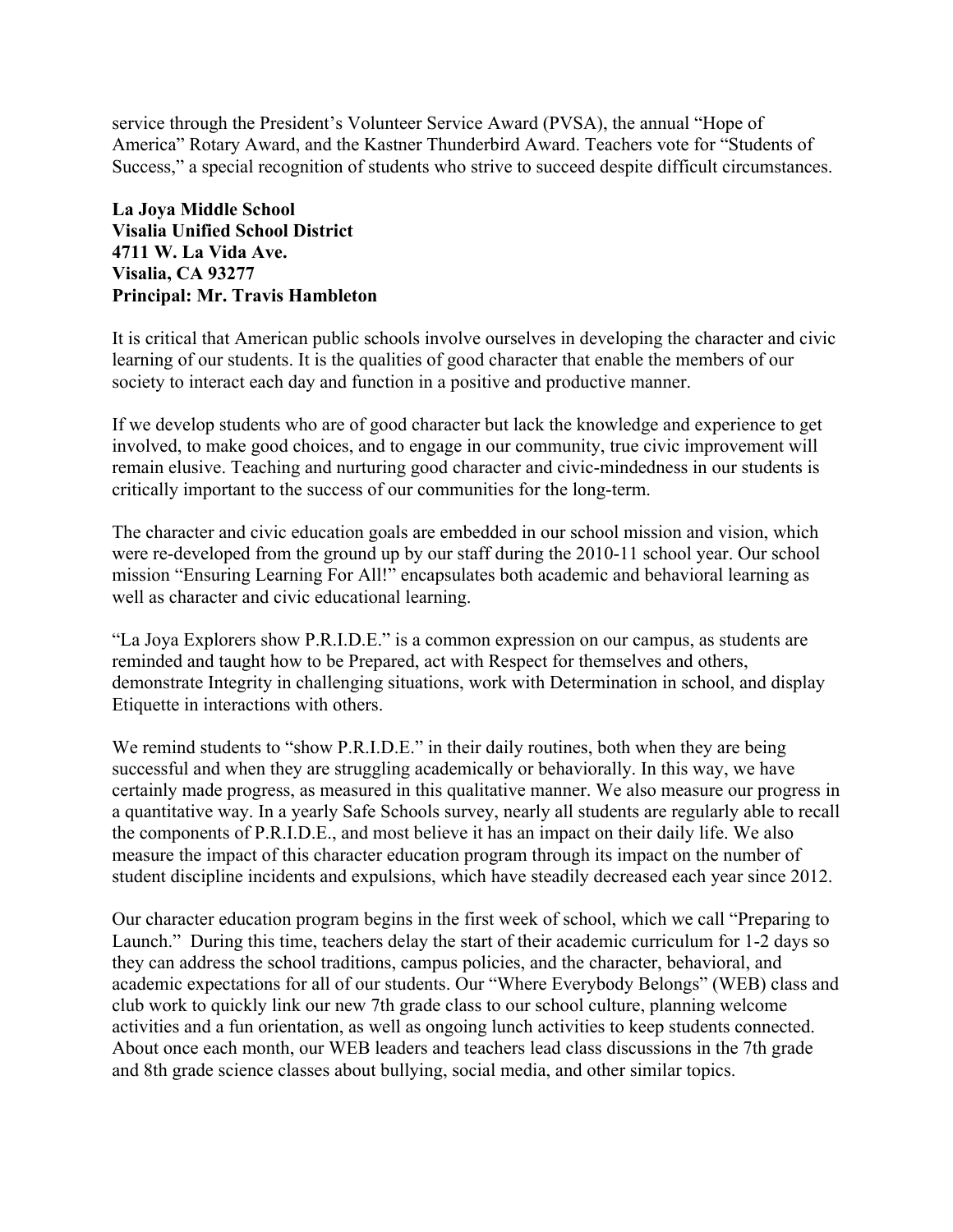service through the President's Volunteer Service Award (PVSA), the annual "Hope of America" Rotary Award, and the Kastner Thunderbird Award. Teachers vote for "Students of Success," a special recognition of students who strive to succeed despite difficult circumstances.

**La Joya Middle School**
**Visalia Unified School District**
**4711 W. La Vida Ave.**
**Visalia, CA 93277**
**Principal: Mr. Travis Hambleton**

It is critical that American public schools involve ourselves in developing the character and civic learning of our students. It is the qualities of good character that enable the members of our society to interact each day and function in a positive and productive manner.

If we develop students who are of good character but lack the knowledge and experience to get involved, to make good choices, and to engage in our community, true civic improvement will remain elusive. Teaching and nurturing good character and civic-mindedness in our students is critically important to the success of our communities for the long-term.

The character and civic education goals are embedded in our school mission and vision, which were re-developed from the ground up by our staff during the 2010-11 school year. Our school mission "Ensuring Learning For All!" encapsulates both academic and behavioral learning as well as character and civic educational learning.

"La Joya Explorers show P.R.I.D.E." is a common expression on our campus, as students are reminded and taught how to be Prepared, act with Respect for themselves and others, demonstrate Integrity in challenging situations, work with Determination in school, and display Etiquette in interactions with others.

We remind students to "show P.R.I.D.E." in their daily routines, both when they are being successful and when they are struggling academically or behaviorally. In this way, we have certainly made progress, as measured in this qualitative manner. We also measure our progress in a quantitative way. In a yearly Safe Schools survey, nearly all students are regularly able to recall the components of P.R.I.D.E., and most believe it has an impact on their daily life. We also measure the impact of this character education program through its impact on the number of student discipline incidents and expulsions, which have steadily decreased each year since 2012.

Our character education program begins in the first week of school, which we call "Preparing to Launch." During this time, teachers delay the start of their academic curriculum for 1-2 days so they can address the school traditions, campus policies, and the character, behavioral, and academic expectations for all of our students. Our "Where Everybody Belongs" (WEB) class and club work to quickly link our new 7th grade class to our school culture, planning welcome activities and a fun orientation, as well as ongoing lunch activities to keep students connected. About once each month, our WEB leaders and teachers lead class discussions in the 7th grade and 8th grade science classes about bullying, social media, and other similar topics.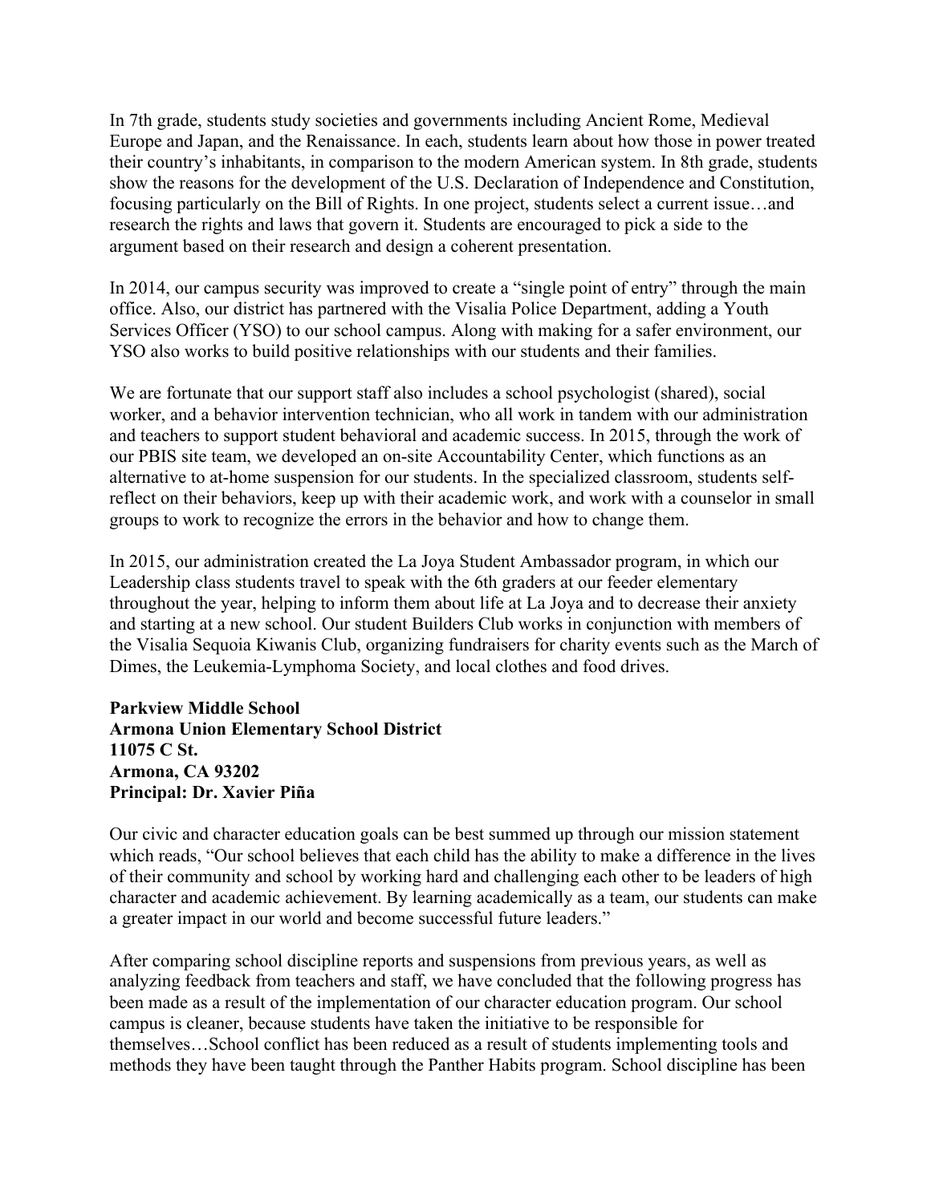In 7th grade, students study societies and governments including Ancient Rome, Medieval Europe and Japan, and the Renaissance. In each, students learn about how those in power treated their country's inhabitants, in comparison to the modern American system. In 8th grade, students show the reasons for the development of the U.S. Declaration of Independence and Constitution, focusing particularly on the Bill of Rights. In one project, students select a current issue…and research the rights and laws that govern it. Students are encouraged to pick a side to the argument based on their research and design a coherent presentation.

In 2014, our campus security was improved to create a "single point of entry" through the main office. Also, our district has partnered with the Visalia Police Department, adding a Youth Services Officer (YSO) to our school campus. Along with making for a safer environment, our YSO also works to build positive relationships with our students and their families.

We are fortunate that our support staff also includes a school psychologist (shared), social worker, and a behavior intervention technician, who all work in tandem with our administration and teachers to support student behavioral and academic success. In 2015, through the work of our PBIS site team, we developed an on-site Accountability Center, which functions as an alternative to at-home suspension for our students. In the specialized classroom, students self-reflect on their behaviors, keep up with their academic work, and work with a counselor in small groups to work to recognize the errors in the behavior and how to change them.

In 2015, our administration created the La Joya Student Ambassador program, in which our Leadership class students travel to speak with the 6th graders at our feeder elementary throughout the year, helping to inform them about life at La Joya and to decrease their anxiety and starting at a new school. Our student Builders Club works in conjunction with members of the Visalia Sequoia Kiwanis Club, organizing fundraisers for charity events such as the March of Dimes, the Leukemia-Lymphoma Society, and local clothes and food drives.

**Parkview Middle School**
**Armona Union Elementary School District**
**11075 C St.**
**Armona, CA 93202**
**Principal: Dr. Xavier Piña**

Our civic and character education goals can be best summed up through our mission statement which reads, "Our school believes that each child has the ability to make a difference in the lives of their community and school by working hard and challenging each other to be leaders of high character and academic achievement. By learning academically as a team, our students can make a greater impact in our world and become successful future leaders."

After comparing school discipline reports and suspensions from previous years, as well as analyzing feedback from teachers and staff, we have concluded that the following progress has been made as a result of the implementation of our character education program. Our school campus is cleaner, because students have taken the initiative to be responsible for themselves…School conflict has been reduced as a result of students implementing tools and methods they have been taught through the Panther Habits program. School discipline has been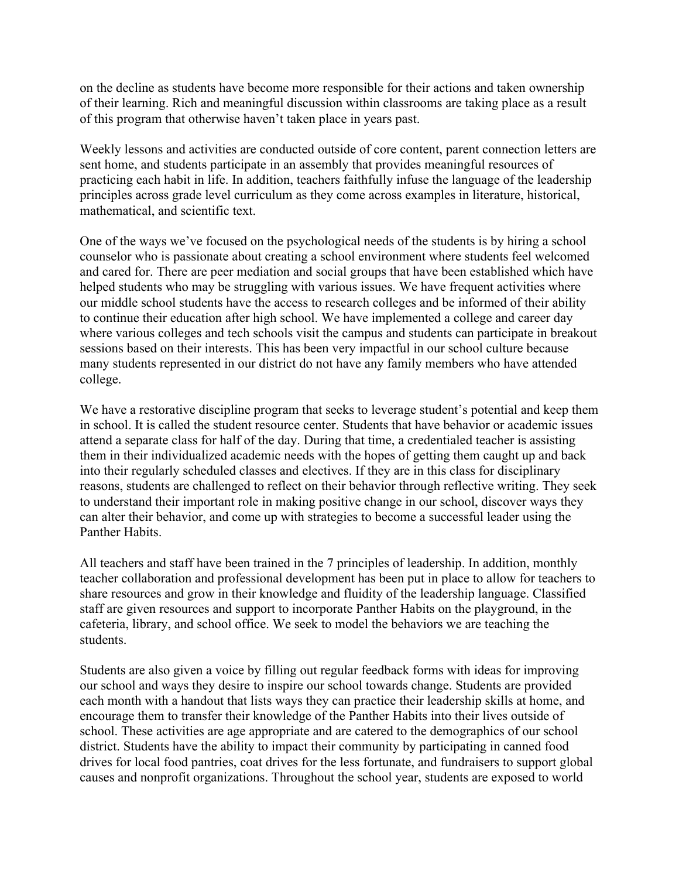on the decline as students have become more responsible for their actions and taken ownership of their learning. Rich and meaningful discussion within classrooms are taking place as a result of this program that otherwise haven't taken place in years past.

Weekly lessons and activities are conducted outside of core content, parent connection letters are sent home, and students participate in an assembly that provides meaningful resources of practicing each habit in life. In addition, teachers faithfully infuse the language of the leadership principles across grade level curriculum as they come across examples in literature, historical, mathematical, and scientific text.

One of the ways we've focused on the psychological needs of the students is by hiring a school counselor who is passionate about creating a school environment where students feel welcomed and cared for. There are peer mediation and social groups that have been established which have helped students who may be struggling with various issues. We have frequent activities where our middle school students have the access to research colleges and be informed of their ability to continue their education after high school. We have implemented a college and career day where various colleges and tech schools visit the campus and students can participate in breakout sessions based on their interests. This has been very impactful in our school culture because many students represented in our district do not have any family members who have attended college.

We have a restorative discipline program that seeks to leverage student's potential and keep them in school. It is called the student resource center. Students that have behavior or academic issues attend a separate class for half of the day. During that time, a credentialed teacher is assisting them in their individualized academic needs with the hopes of getting them caught up and back into their regularly scheduled classes and electives. If they are in this class for disciplinary reasons, students are challenged to reflect on their behavior through reflective writing. They seek to understand their important role in making positive change in our school, discover ways they can alter their behavior, and come up with strategies to become a successful leader using the Panther Habits.

All teachers and staff have been trained in the 7 principles of leadership. In addition, monthly teacher collaboration and professional development has been put in place to allow for teachers to share resources and grow in their knowledge and fluidity of the leadership language. Classified staff are given resources and support to incorporate Panther Habits on the playground, in the cafeteria, library, and school office. We seek to model the behaviors we are teaching the students.

Students are also given a voice by filling out regular feedback forms with ideas for improving our school and ways they desire to inspire our school towards change. Students are provided each month with a handout that lists ways they can practice their leadership skills at home, and encourage them to transfer their knowledge of the Panther Habits into their lives outside of school. These activities are age appropriate and are catered to the demographics of our school district. Students have the ability to impact their community by participating in canned food drives for local food pantries, coat drives for the less fortunate, and fundraisers to support global causes and nonprofit organizations. Throughout the school year, students are exposed to world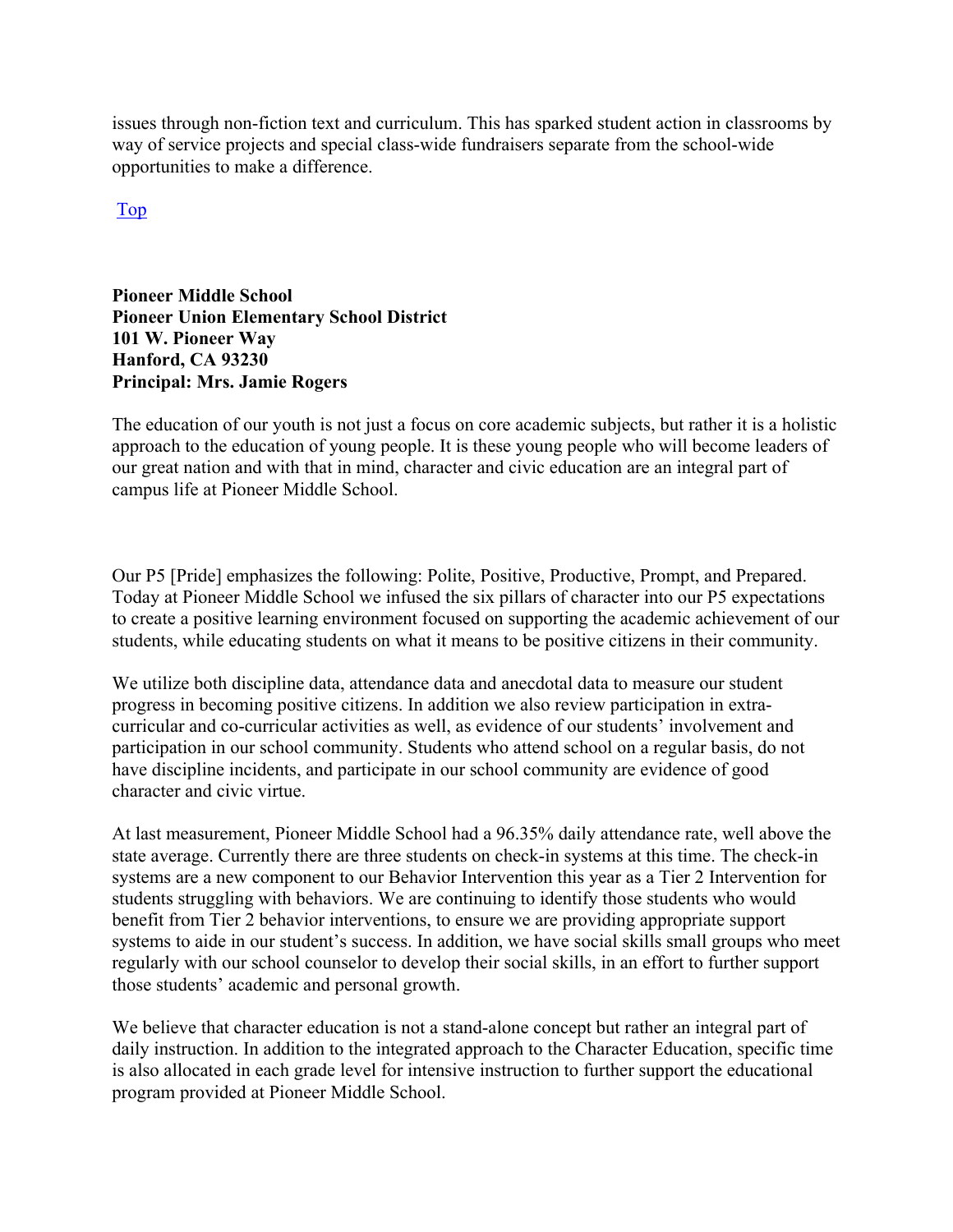issues through non-fiction text and curriculum. This has sparked student action in classrooms by way of service projects and special class-wide fundraisers separate from the school-wide opportunities to make a difference.

Top

**Pioneer Middle School**
**Pioneer Union Elementary School District**
**101 W. Pioneer Way**
**Hanford, CA 93230**
**Principal: Mrs. Jamie Rogers**

The education of our youth is not just a focus on core academic subjects, but rather it is a holistic approach to the education of young people. It is these young people who will become leaders of our great nation and with that in mind, character and civic education are an integral part of campus life at Pioneer Middle School.

Our P5 [Pride] emphasizes the following: Polite, Positive, Productive, Prompt, and Prepared. Today at Pioneer Middle School we infused the six pillars of character into our P5 expectations to create a positive learning environment focused on supporting the academic achievement of our students, while educating students on what it means to be positive citizens in their community.

We utilize both discipline data, attendance data and anecdotal data to measure our student progress in becoming positive citizens. In addition we also review participation in extra-curricular and co-curricular activities as well, as evidence of our students' involvement and participation in our school community. Students who attend school on a regular basis, do not have discipline incidents, and participate in our school community are evidence of good character and civic virtue.

At last measurement, Pioneer Middle School had a 96.35% daily attendance rate, well above the state average. Currently there are three students on check-in systems at this time. The check-in systems are a new component to our Behavior Intervention this year as a Tier 2 Intervention for students struggling with behaviors. We are continuing to identify those students who would benefit from Tier 2 behavior interventions, to ensure we are providing appropriate support systems to aide in our student's success. In addition, we have social skills small groups who meet regularly with our school counselor to develop their social skills, in an effort to further support those students' academic and personal growth.

We believe that character education is not a stand-alone concept but rather an integral part of daily instruction. In addition to the integrated approach to the Character Education, specific time is also allocated in each grade level for intensive instruction to further support the educational program provided at Pioneer Middle School.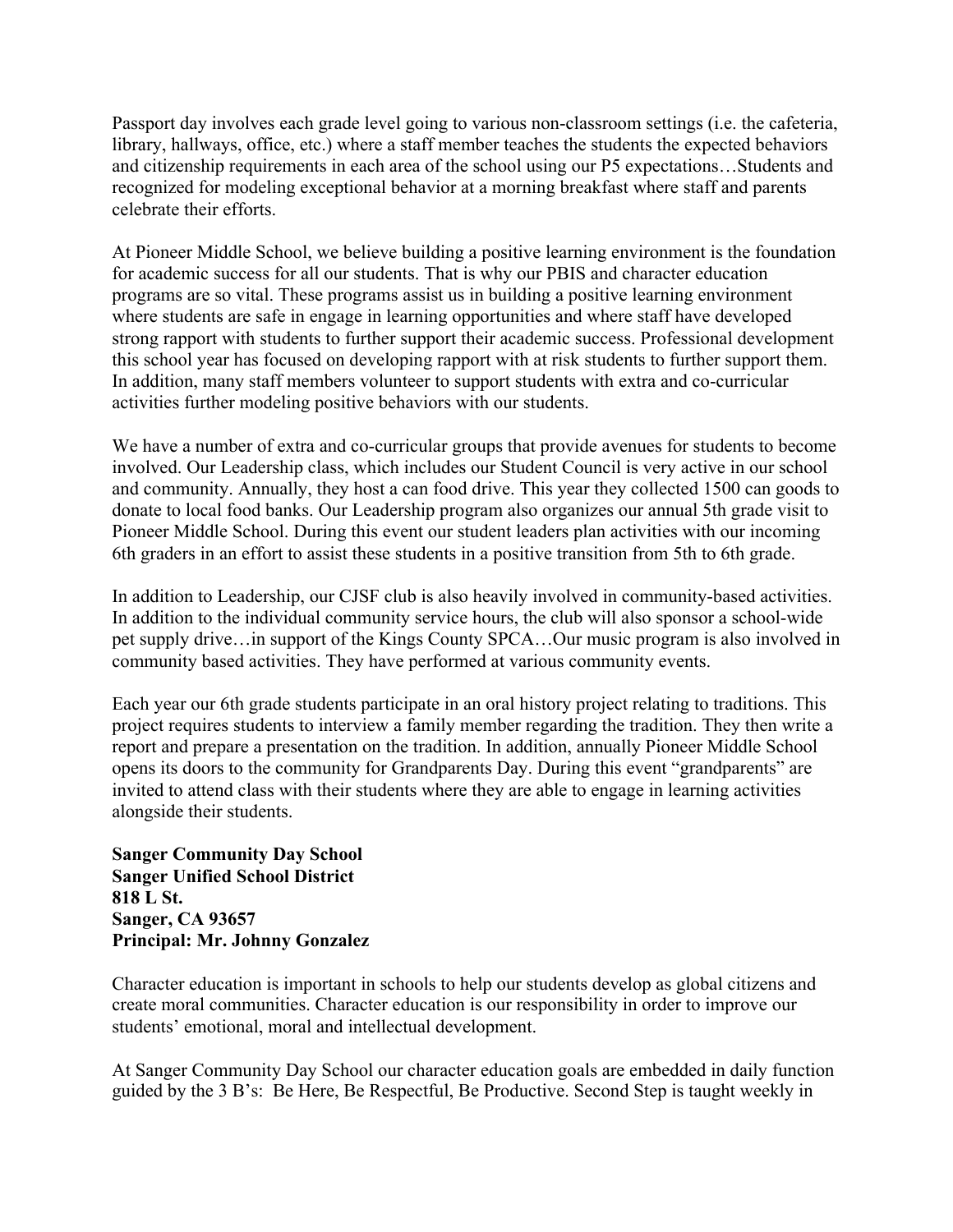Passport day involves each grade level going to various non-classroom settings (i.e. the cafeteria, library, hallways, office, etc.) where a staff member teaches the students the expected behaviors and citizenship requirements in each area of the school using our P5 expectations…Students and recognized for modeling exceptional behavior at a morning breakfast where staff and parents celebrate their efforts.

At Pioneer Middle School, we believe building a positive learning environment is the foundation for academic success for all our students. That is why our PBIS and character education programs are so vital. These programs assist us in building a positive learning environment where students are safe in engage in learning opportunities and where staff have developed strong rapport with students to further support their academic success. Professional development this school year has focused on developing rapport with at risk students to further support them. In addition, many staff members volunteer to support students with extra and co-curricular activities further modeling positive behaviors with our students.

We have a number of extra and co-curricular groups that provide avenues for students to become involved. Our Leadership class, which includes our Student Council is very active in our school and community. Annually, they host a can food drive. This year they collected 1500 can goods to donate to local food banks. Our Leadership program also organizes our annual 5th grade visit to Pioneer Middle School. During this event our student leaders plan activities with our incoming 6th graders in an effort to assist these students in a positive transition from 5th to 6th grade.

In addition to Leadership, our CJSF club is also heavily involved in community-based activities. In addition to the individual community service hours, the club will also sponsor a school-wide pet supply drive…in support of the Kings County SPCA…Our music program is also involved in community based activities. They have performed at various community events.

Each year our 6th grade students participate in an oral history project relating to traditions. This project requires students to interview a family member regarding the tradition. They then write a report and prepare a presentation on the tradition. In addition, annually Pioneer Middle School opens its doors to the community for Grandparents Day. During this event "grandparents" are invited to attend class with their students where they are able to engage in learning activities alongside their students.

**Sanger Community Day School**
**Sanger Unified School District**
**818 L St.**
**Sanger, CA 93657**
**Principal: Mr. Johnny Gonzalez**

Character education is important in schools to help our students develop as global citizens and create moral communities. Character education is our responsibility in order to improve our students' emotional, moral and intellectual development.

At Sanger Community Day School our character education goals are embedded in daily function guided by the 3 B's: Be Here, Be Respectful, Be Productive. Second Step is taught weekly in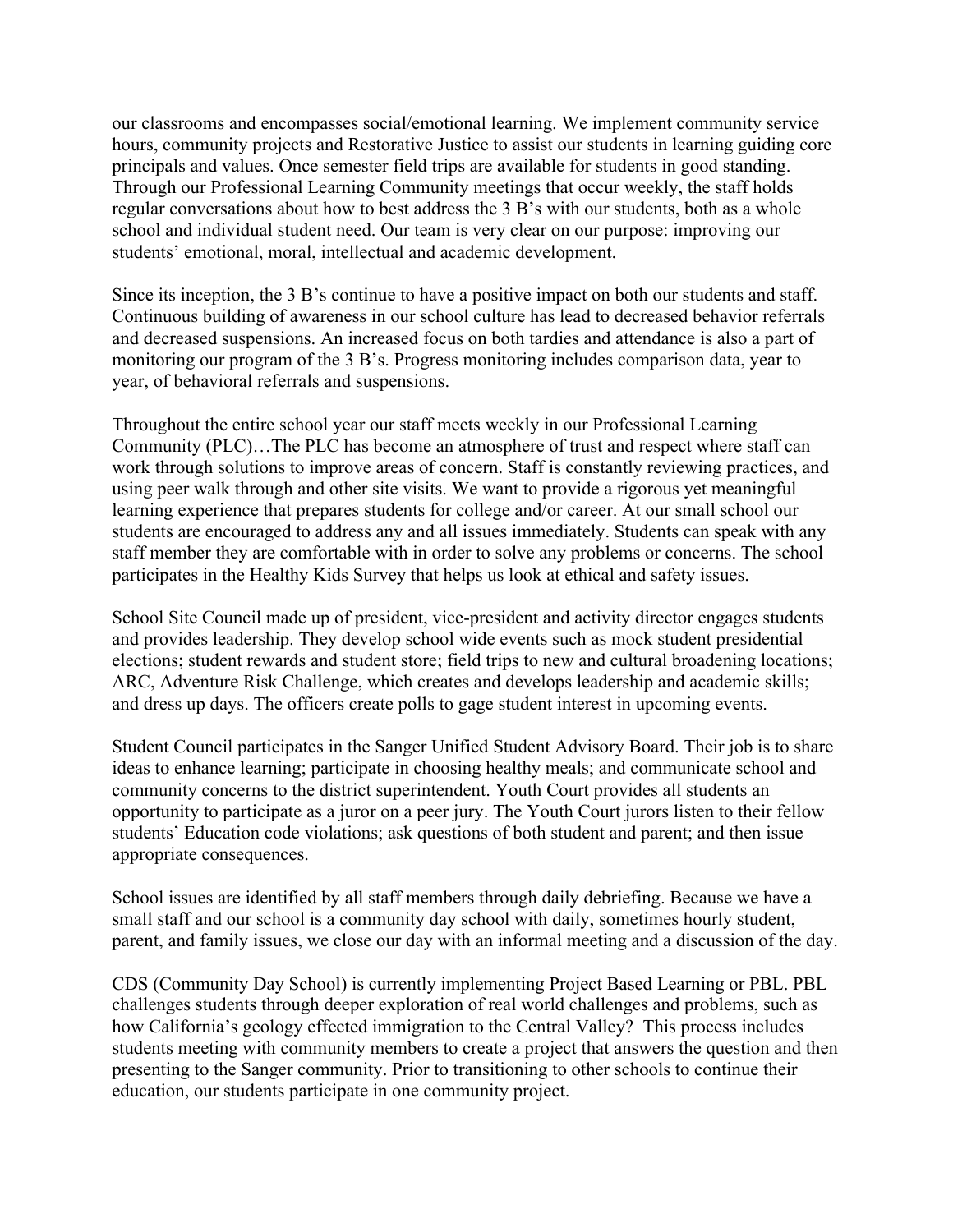our classrooms and encompasses social/emotional learning. We implement community service hours, community projects and Restorative Justice to assist our students in learning guiding core principals and values. Once semester field trips are available for students in good standing. Through our Professional Learning Community meetings that occur weekly, the staff holds regular conversations about how to best address the 3 B's with our students, both as a whole school and individual student need. Our team is very clear on our purpose: improving our students' emotional, moral, intellectual and academic development.

Since its inception, the 3 B's continue to have a positive impact on both our students and staff. Continuous building of awareness in our school culture has lead to decreased behavior referrals and decreased suspensions. An increased focus on both tardies and attendance is also a part of monitoring our program of the 3 B's. Progress monitoring includes comparison data, year to year, of behavioral referrals and suspensions.

Throughout the entire school year our staff meets weekly in our Professional Learning Community (PLC)…The PLC has become an atmosphere of trust and respect where staff can work through solutions to improve areas of concern. Staff is constantly reviewing practices, and using peer walk through and other site visits. We want to provide a rigorous yet meaningful learning experience that prepares students for college and/or career. At our small school our students are encouraged to address any and all issues immediately. Students can speak with any staff member they are comfortable with in order to solve any problems or concerns. The school participates in the Healthy Kids Survey that helps us look at ethical and safety issues.

School Site Council made up of president, vice-president and activity director engages students and provides leadership. They develop school wide events such as mock student presidential elections; student rewards and student store; field trips to new and cultural broadening locations; ARC, Adventure Risk Challenge, which creates and develops leadership and academic skills; and dress up days. The officers create polls to gage student interest in upcoming events.

Student Council participates in the Sanger Unified Student Advisory Board. Their job is to share ideas to enhance learning; participate in choosing healthy meals; and communicate school and community concerns to the district superintendent. Youth Court provides all students an opportunity to participate as a juror on a peer jury. The Youth Court jurors listen to their fellow students' Education code violations; ask questions of both student and parent; and then issue appropriate consequences.

School issues are identified by all staff members through daily debriefing. Because we have a small staff and our school is a community day school with daily, sometimes hourly student, parent, and family issues, we close our day with an informal meeting and a discussion of the day.

CDS (Community Day School) is currently implementing Project Based Learning or PBL. PBL challenges students through deeper exploration of real world challenges and problems, such as how California's geology effected immigration to the Central Valley? This process includes students meeting with community members to create a project that answers the question and then presenting to the Sanger community. Prior to transitioning to other schools to continue their education, our students participate in one community project.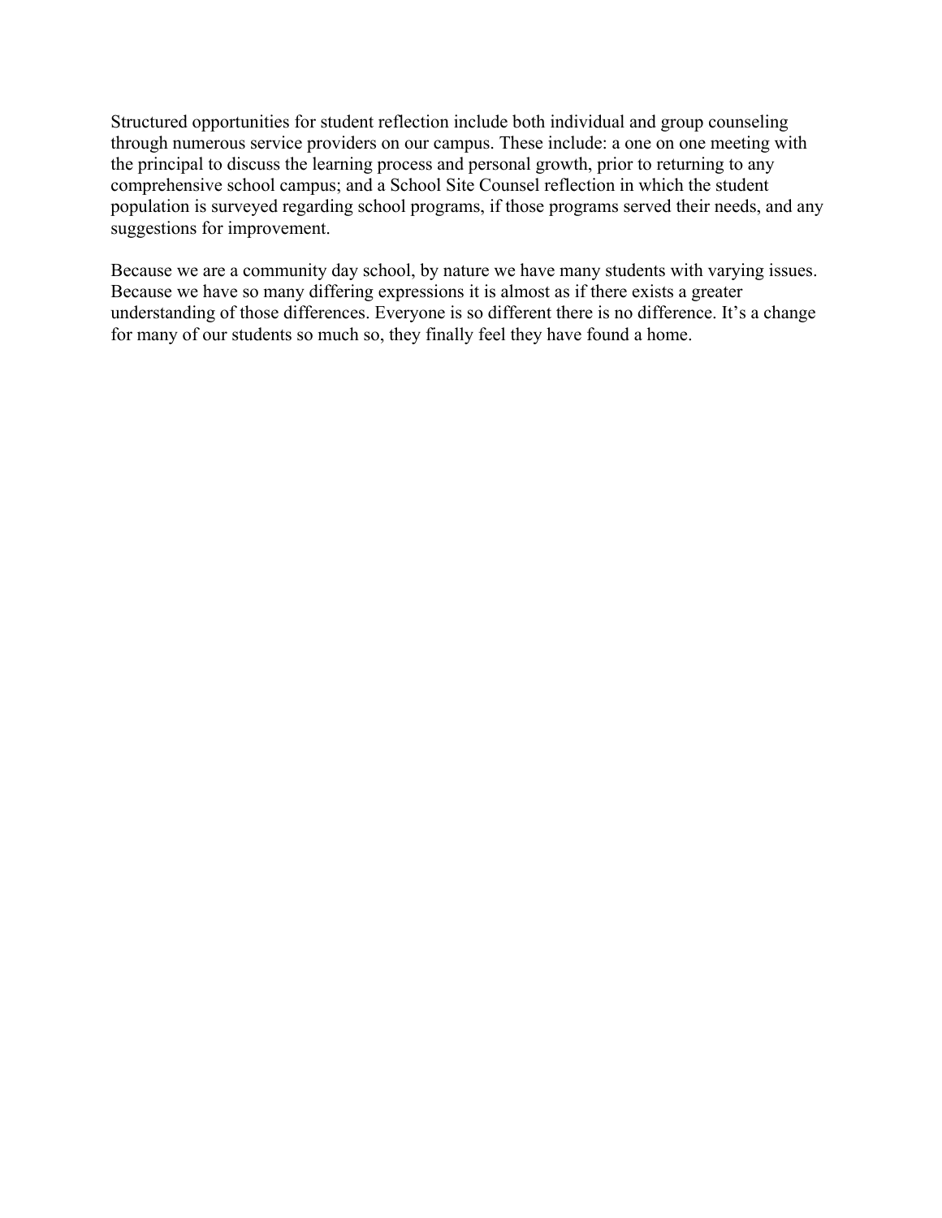Structured opportunities for student reflection include both individual and group counseling through numerous service providers on our campus. These include: a one on one meeting with the principal to discuss the learning process and personal growth, prior to returning to any comprehensive school campus; and a School Site Counsel reflection in which the student population is surveyed regarding school programs, if those programs served their needs, and any suggestions for improvement.

Because we are a community day school, by nature we have many students with varying issues. Because we have so many differing expressions it is almost as if there exists a greater understanding of those differences. Everyone is so different there is no difference. It's a change for many of our students so much so, they finally feel they have found a home.